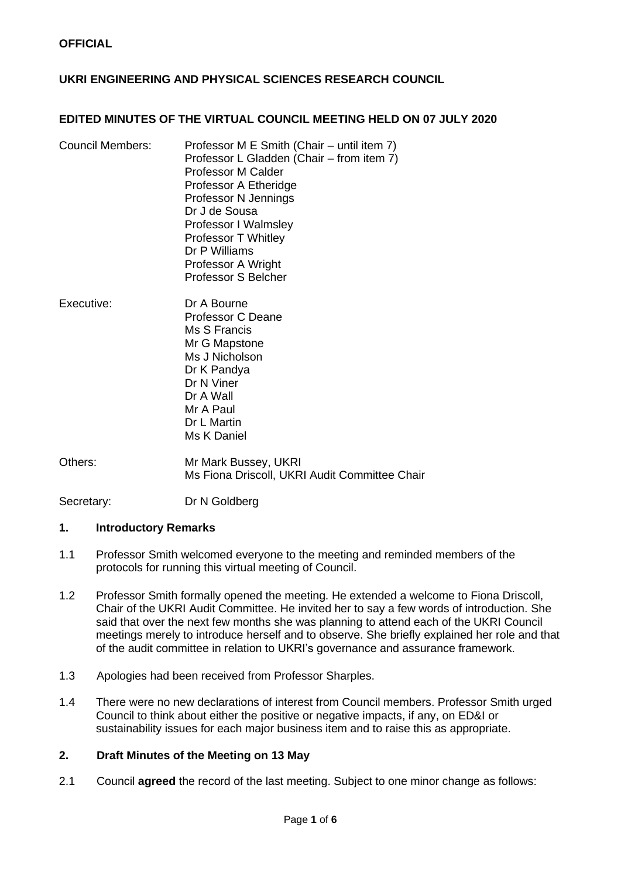**OFFICIAL**

**UKRI ENGINEERING AND PHYSICAL SCIENCES RESEARCH COUNCIL**

**EDITED MINUTES OF THE VIRTUAL COUNCIL MEETING HELD ON 07 JULY 2020**

| | |
|---|---|
| Council Members: | Professor M E Smith (Chair – until item 7)<br>Professor L Gladden (Chair – from item 7)<br>Professor M Calder<br>Professor A Etheridge<br>Professor N Jennings<br>Dr J de Sousa<br>Professor I Walmsley<br>Professor T Whitley<br>Dr P Williams<br>Professor A Wright<br>Professor S Belcher |
| Executive: | Dr A Bourne<br>Professor C Deane<br>Ms S Francis<br>Mr G Mapstone<br>Ms J Nicholson<br>Dr K Pandya<br>Dr N Viner<br>Dr A Wall<br>Mr A Paul<br>Dr L Martin<br>Ms K Daniel |
| Others: | Mr Mark Bussey, UKRI<br>Ms Fiona Driscoll, UKRI Audit Committee Chair |
| Secretary: | Dr N Goldberg |

## 1. Introductory Remarks

1.1 Professor Smith welcomed everyone to the meeting and reminded members of the protocols for running this virtual meeting of Council.

1.2 Professor Smith formally opened the meeting. He extended a welcome to Fiona Driscoll, Chair of the UKRI Audit Committee. He invited her to say a few words of introduction. She said that over the next few months she was planning to attend each of the UKRI Council meetings merely to introduce herself and to observe. She briefly explained her role and that of the audit committee in relation to UKRI's governance and assurance framework.

1.3 Apologies had been received from Professor Sharples.

1.4 There were no new declarations of interest from Council members. Professor Smith urged Council to think about either the positive or negative impacts, if any, on ED&I or sustainability issues for each major business item and to raise this as appropriate.

## 2. Draft Minutes of the Meeting on 13 May

2.1 Council **agreed** the record of the last meeting. Subject to one minor change as follows: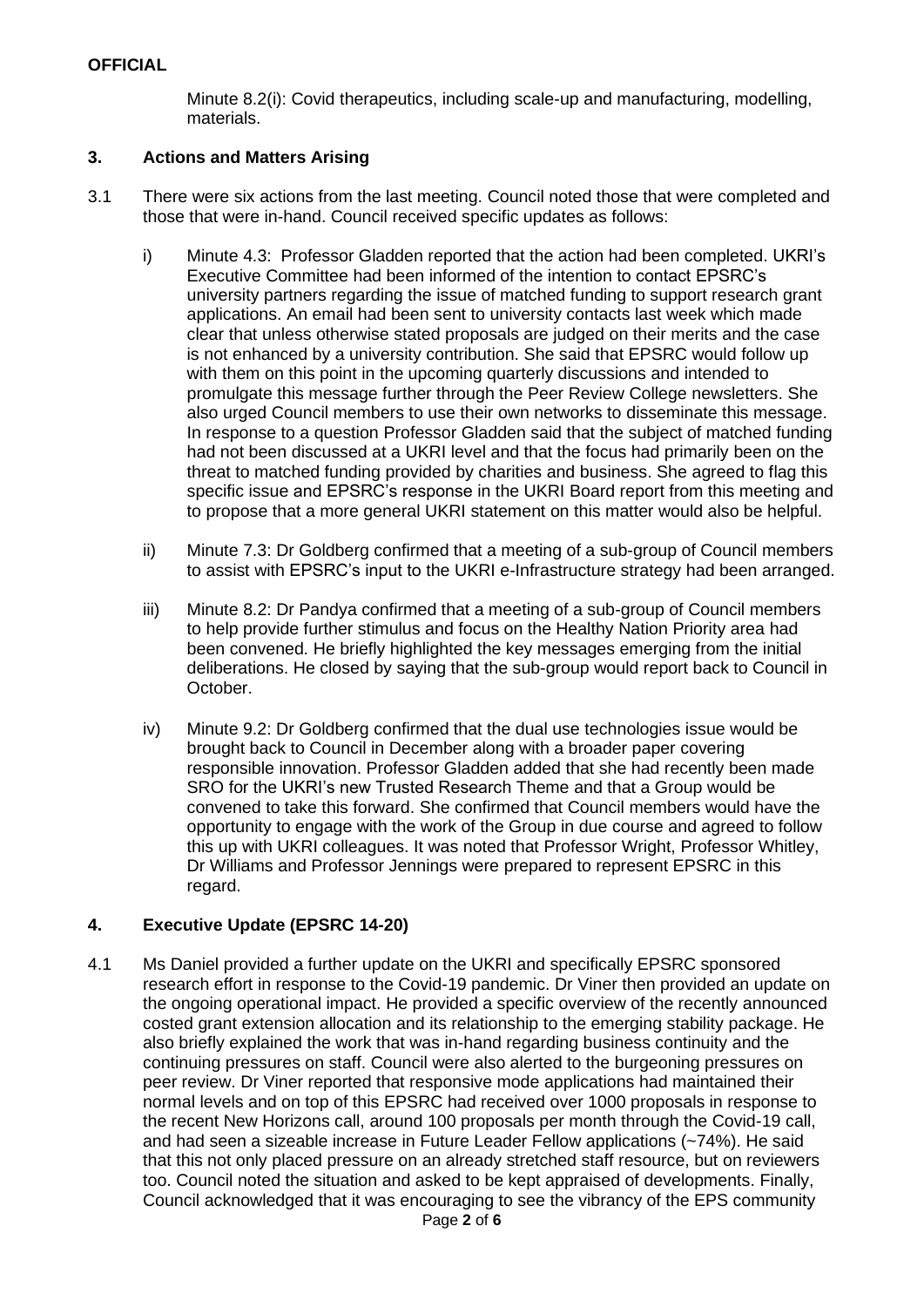Minute 8.2(i): Covid therapeutics, including scale-up and manufacturing, modelling, materials.

## 3. Actions and Matters Arising

3.1 There were six actions from the last meeting. Council noted those that were completed and those that were in-hand. Council received specific updates as follows:

i) Minute 4.3: Professor Gladden reported that the action had been completed. UKRI's Executive Committee had been informed of the intention to contact EPSRC's university partners regarding the issue of matched funding to support research grant applications. An email had been sent to university contacts last week which made clear that unless otherwise stated proposals are judged on their merits and the case is not enhanced by a university contribution. She said that EPSRC would follow up with them on this point in the upcoming quarterly discussions and intended to promulgate this message further through the Peer Review College newsletters. She also urged Council members to use their own networks to disseminate this message. In response to a question Professor Gladden said that the subject of matched funding had not been discussed at a UKRI level and that the focus had primarily been on the threat to matched funding provided by charities and business. She agreed to flag this specific issue and EPSRC's response in the UKRI Board report from this meeting and to propose that a more general UKRI statement on this matter would also be helpful.

ii) Minute 7.3: Dr Goldberg confirmed that a meeting of a sub-group of Council members to assist with EPSRC's input to the UKRI e-Infrastructure strategy had been arranged.

iii) Minute 8.2: Dr Pandya confirmed that a meeting of a sub-group of Council members to help provide further stimulus and focus on the Healthy Nation Priority area had been convened. He briefly highlighted the key messages emerging from the initial deliberations. He closed by saying that the sub-group would report back to Council in October.

iv) Minute 9.2: Dr Goldberg confirmed that the dual use technologies issue would be brought back to Council in December along with a broader paper covering responsible innovation. Professor Gladden added that she had recently been made SRO for the UKRI's new Trusted Research Theme and that a Group would be convened to take this forward. She confirmed that Council members would have the opportunity to engage with the work of the Group in due course and agreed to follow this up with UKRI colleagues. It was noted that Professor Wright, Professor Whitley, Dr Williams and Professor Jennings were prepared to represent EPSRC in this regard.

## 4. Executive Update (EPSRC 14-20)

4.1 Ms Daniel provided a further update on the UKRI and specifically EPSRC sponsored research effort in response to the Covid-19 pandemic. Dr Viner then provided an update on the ongoing operational impact. He provided a specific overview of the recently announced costed grant extension allocation and its relationship to the emerging stability package. He also briefly explained the work that was in-hand regarding business continuity and the continuing pressures on staff. Council were also alerted to the burgeoning pressures on peer review. Dr Viner reported that responsive mode applications had maintained their normal levels and on top of this EPSRC had received over 1000 proposals in response to the recent New Horizons call, around 100 proposals per month through the Covid-19 call, and had seen a sizeable increase in Future Leader Fellow applications (~74%). He said that this not only placed pressure on an already stretched staff resource, but on reviewers too. Council noted the situation and asked to be kept appraised of developments. Finally, Council acknowledged that it was encouraging to see the vibrancy of the EPS community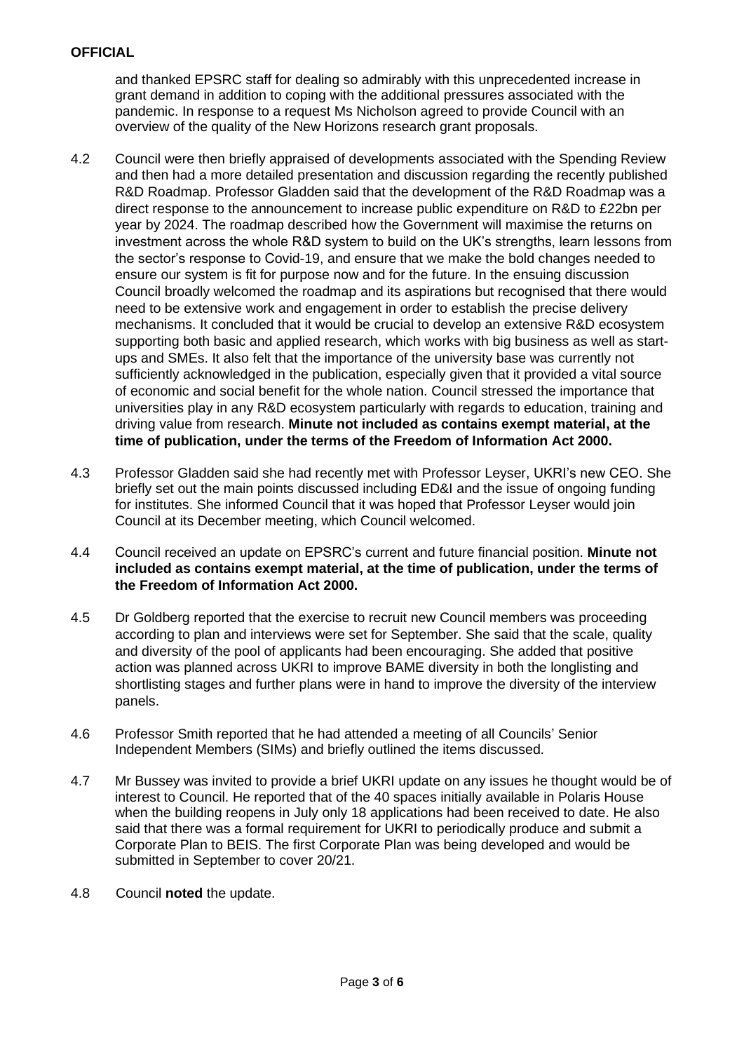and thanked EPSRC staff for dealing so admirably with this unprecedented increase in grant demand in addition to coping with the additional pressures associated with the pandemic. In response to a request Ms Nicholson agreed to provide Council with an overview of the quality of the New Horizons research grant proposals.

4.2 Council were then briefly appraised of developments associated with the Spending Review and then had a more detailed presentation and discussion regarding the recently published R&D Roadmap. Professor Gladden said that the development of the R&D Roadmap was a direct response to the announcement to increase public expenditure on R&D to £22bn per year by 2024. The roadmap described how the Government will maximise the returns on investment across the whole R&D system to build on the UK's strengths, learn lessons from the sector's response to Covid-19, and ensure that we make the bold changes needed to ensure our system is fit for purpose now and for the future. In the ensuing discussion Council broadly welcomed the roadmap and its aspirations but recognised that there would need to be extensive work and engagement in order to establish the precise delivery mechanisms. It concluded that it would be crucial to develop an extensive R&D ecosystem supporting both basic and applied research, which works with big business as well as start-ups and SMEs. It also felt that the importance of the university base was currently not sufficiently acknowledged in the publication, especially given that it provided a vital source of economic and social benefit for the whole nation. Council stressed the importance that universities play in any R&D ecosystem particularly with regards to education, training and driving value from research. **Minute not included as contains exempt material, at the time of publication, under the terms of the Freedom of Information Act 2000.**

4.3 Professor Gladden said she had recently met with Professor Leyser, UKRI's new CEO. She briefly set out the main points discussed including ED&I and the issue of ongoing funding for institutes. She informed Council that it was hoped that Professor Leyser would join Council at its December meeting, which Council welcomed.

4.4 Council received an update on EPSRC's current and future financial position. **Minute not included as contains exempt material, at the time of publication, under the terms of the Freedom of Information Act 2000.**

4.5 Dr Goldberg reported that the exercise to recruit new Council members was proceeding according to plan and interviews were set for September. She said that the scale, quality and diversity of the pool of applicants had been encouraging. She added that positive action was planned across UKRI to improve BAME diversity in both the longlisting and shortlisting stages and further plans were in hand to improve the diversity of the interview panels.

4.6 Professor Smith reported that he had attended a meeting of all Councils' Senior Independent Members (SIMs) and briefly outlined the items discussed.

4.7 Mr Bussey was invited to provide a brief UKRI update on any issues he thought would be of interest to Council. He reported that of the 40 spaces initially available in Polaris House when the building reopens in July only 18 applications had been received to date. He also said that there was a formal requirement for UKRI to periodically produce and submit a Corporate Plan to BEIS. The first Corporate Plan was being developed and would be submitted in September to cover 20/21.

4.8 Council **noted** the update.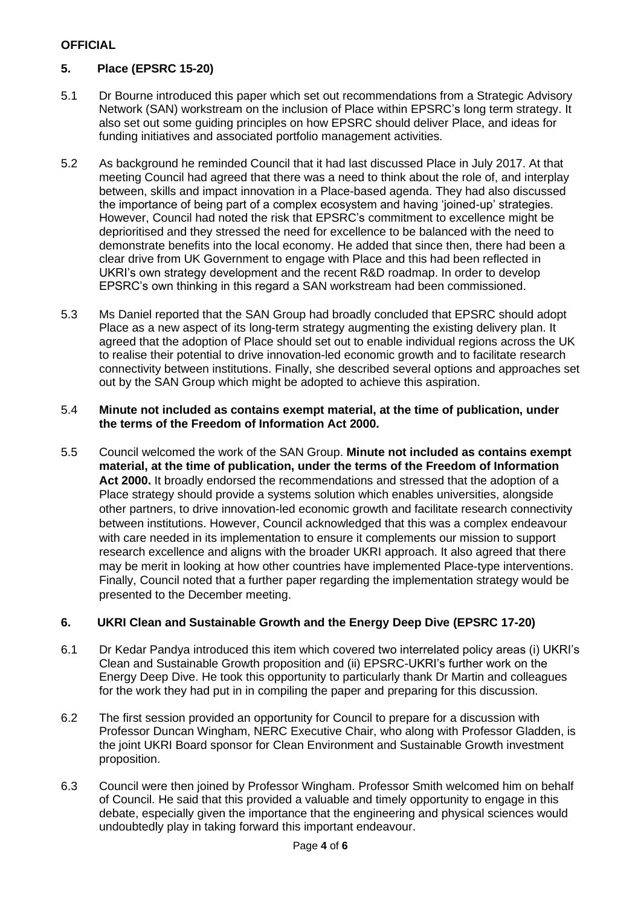**OFFICIAL**

## 5. Place (EPSRC 15-20)

5.1 Dr Bourne introduced this paper which set out recommendations from a Strategic Advisory Network (SAN) workstream on the inclusion of Place within EPSRC's long term strategy. It also set out some guiding principles on how EPSRC should deliver Place, and ideas for funding initiatives and associated portfolio management activities.

5.2 As background he reminded Council that it had last discussed Place in July 2017. At that meeting Council had agreed that there was a need to think about the role of, and interplay between, skills and impact innovation in a Place-based agenda. They had also discussed the importance of being part of a complex ecosystem and having 'joined-up' strategies. However, Council had noted the risk that EPSRC's commitment to excellence might be deprioritised and they stressed the need for excellence to be balanced with the need to demonstrate benefits into the local economy. He added that since then, there had been a clear drive from UK Government to engage with Place and this had been reflected in UKRI's own strategy development and the recent R&D roadmap. In order to develop EPSRC's own thinking in this regard a SAN workstream had been commissioned.

5.3 Ms Daniel reported that the SAN Group had broadly concluded that EPSRC should adopt Place as a new aspect of its long-term strategy augmenting the existing delivery plan. It agreed that the adoption of Place should set out to enable individual regions across the UK to realise their potential to drive innovation-led economic growth and to facilitate research connectivity between institutions. Finally, she described several options and approaches set out by the SAN Group which might be adopted to achieve this aspiration.

5.4 **Minute not included as contains exempt material, at the time of publication, under the terms of the Freedom of Information Act 2000.**

5.5 Council welcomed the work of the SAN Group. **Minute not included as contains exempt material, at the time of publication, under the terms of the Freedom of Information Act 2000.** It broadly endorsed the recommendations and stressed that the adoption of a Place strategy should provide a systems solution which enables universities, alongside other partners, to drive innovation-led economic growth and facilitate research connectivity between institutions. However, Council acknowledged that this was a complex endeavour with care needed in its implementation to ensure it complements our mission to support research excellence and aligns with the broader UKRI approach. It also agreed that there may be merit in looking at how other countries have implemented Place-type interventions. Finally, Council noted that a further paper regarding the implementation strategy would be presented to the December meeting.

## 6. UKRI Clean and Sustainable Growth and the Energy Deep Dive (EPSRC 17-20)

6.1 Dr Kedar Pandya introduced this item which covered two interrelated policy areas (i) UKRI's Clean and Sustainable Growth proposition and (ii) EPSRC-UKRI's further work on the Energy Deep Dive. He took this opportunity to particularly thank Dr Martin and colleagues for the work they had put in in compiling the paper and preparing for this discussion.

6.2 The first session provided an opportunity for Council to prepare for a discussion with Professor Duncan Wingham, NERC Executive Chair, who along with Professor Gladden, is the joint UKRI Board sponsor for Clean Environment and Sustainable Growth investment proposition.

6.3 Council were then joined by Professor Wingham. Professor Smith welcomed him on behalf of Council. He said that this provided a valuable and timely opportunity to engage in this debate, especially given the importance that the engineering and physical sciences would undoubtedly play in taking forward this important endeavour.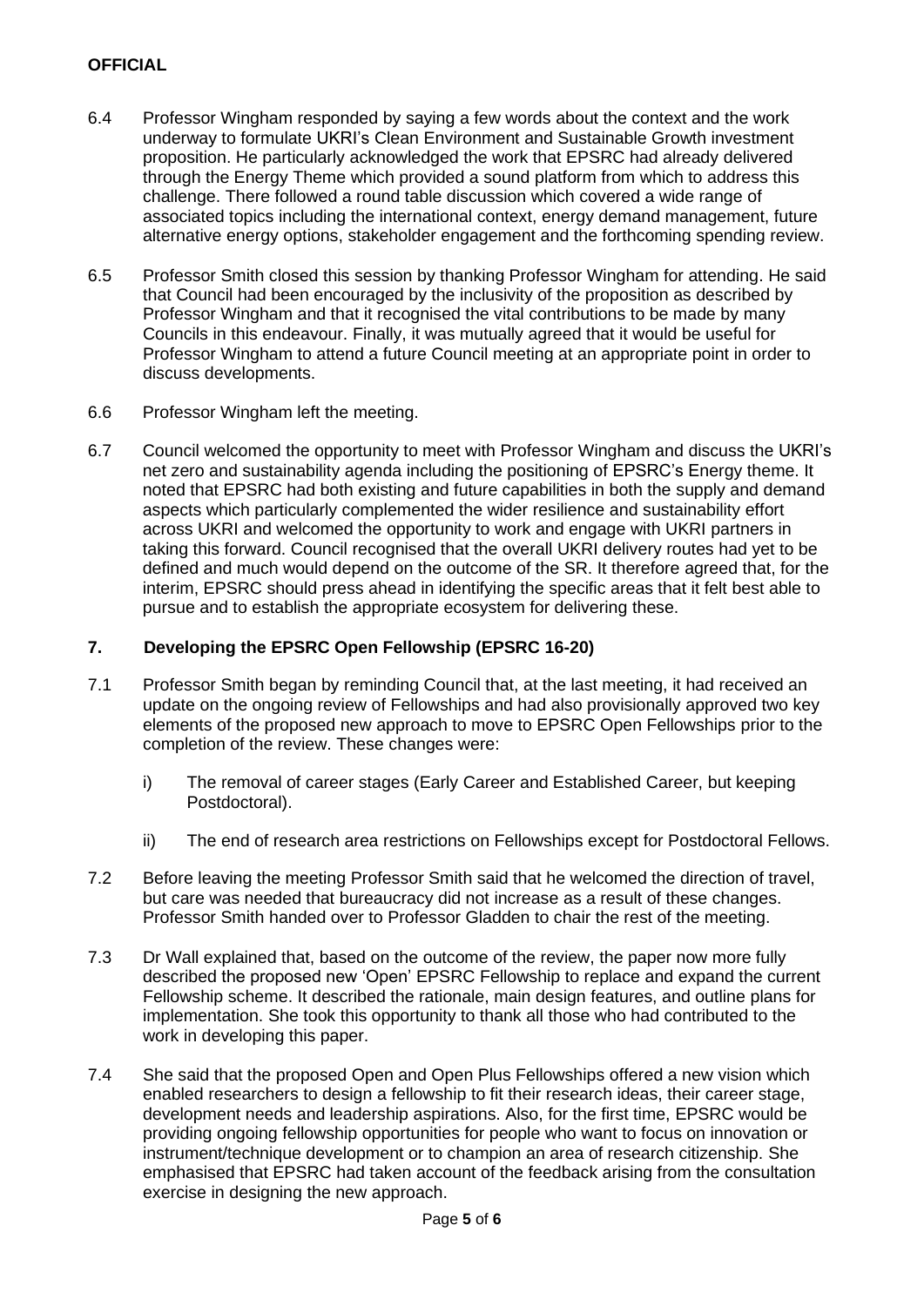6.4 Professor Wingham responded by saying a few words about the context and the work underway to formulate UKRI's Clean Environment and Sustainable Growth investment proposition. He particularly acknowledged the work that EPSRC had already delivered through the Energy Theme which provided a sound platform from which to address this challenge. There followed a round table discussion which covered a wide range of associated topics including the international context, energy demand management, future alternative energy options, stakeholder engagement and the forthcoming spending review.

6.5 Professor Smith closed this session by thanking Professor Wingham for attending. He said that Council had been encouraged by the inclusivity of the proposition as described by Professor Wingham and that it recognised the vital contributions to be made by many Councils in this endeavour. Finally, it was mutually agreed that it would be useful for Professor Wingham to attend a future Council meeting at an appropriate point in order to discuss developments.

6.6 Professor Wingham left the meeting.

6.7 Council welcomed the opportunity to meet with Professor Wingham and discuss the UKRI's net zero and sustainability agenda including the positioning of EPSRC's Energy theme. It noted that EPSRC had both existing and future capabilities in both the supply and demand aspects which particularly complemented the wider resilience and sustainability effort across UKRI and welcomed the opportunity to work and engage with UKRI partners in taking this forward. Council recognised that the overall UKRI delivery routes had yet to be defined and much would depend on the outcome of the SR. It therefore agreed that, for the interim, EPSRC should press ahead in identifying the specific areas that it felt best able to pursue and to establish the appropriate ecosystem for delivering these.

## 7. Developing the EPSRC Open Fellowship (EPSRC 16-20)

7.1 Professor Smith began by reminding Council that, at the last meeting, it had received an update on the ongoing review of Fellowships and had also provisionally approved two key elements of the proposed new approach to move to EPSRC Open Fellowships prior to the completion of the review. These changes were:

i) The removal of career stages (Early Career and Established Career, but keeping Postdoctoral).

ii) The end of research area restrictions on Fellowships except for Postdoctoral Fellows.

7.2 Before leaving the meeting Professor Smith said that he welcomed the direction of travel, but care was needed that bureaucracy did not increase as a result of these changes. Professor Smith handed over to Professor Gladden to chair the rest of the meeting.

7.3 Dr Wall explained that, based on the outcome of the review, the paper now more fully described the proposed new 'Open' EPSRC Fellowship to replace and expand the current Fellowship scheme. It described the rationale, main design features, and outline plans for implementation. She took this opportunity to thank all those who had contributed to the work in developing this paper.

7.4 She said that the proposed Open and Open Plus Fellowships offered a new vision which enabled researchers to design a fellowship to fit their research ideas, their career stage, development needs and leadership aspirations. Also, for the first time, EPSRC would be providing ongoing fellowship opportunities for people who want to focus on innovation or instrument/technique development or to champion an area of research citizenship. She emphasised that EPSRC had taken account of the feedback arising from the consultation exercise in designing the new approach.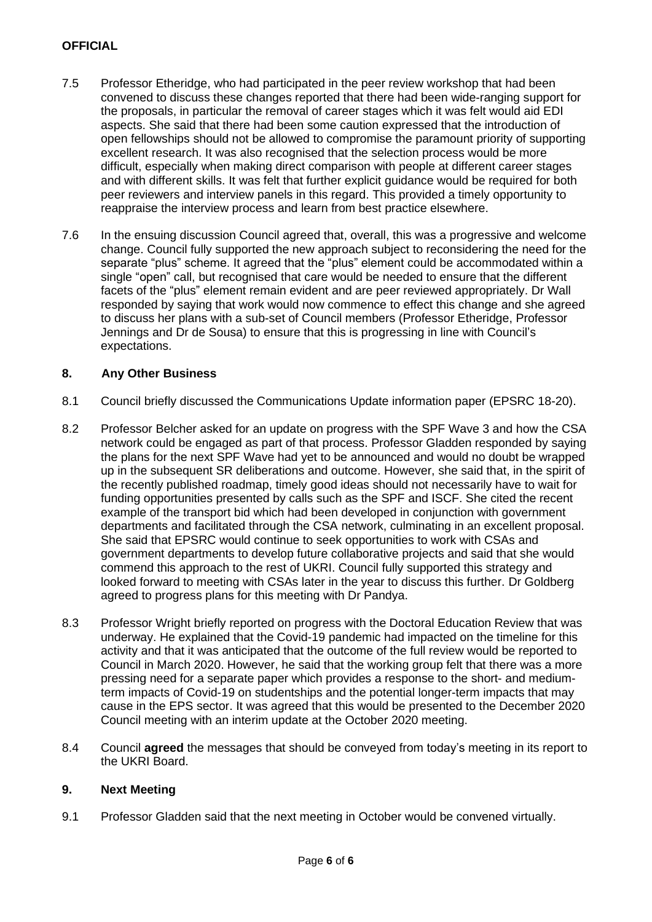**OFFICIAL**

7.5 Professor Etheridge, who had participated in the peer review workshop that had been convened to discuss these changes reported that there had been wide-ranging support for the proposals, in particular the removal of career stages which it was felt would aid EDI aspects. She said that there had been some caution expressed that the introduction of open fellowships should not be allowed to compromise the paramount priority of supporting excellent research. It was also recognised that the selection process would be more difficult, especially when making direct comparison with people at different career stages and with different skills. It was felt that further explicit guidance would be required for both peer reviewers and interview panels in this regard. This provided a timely opportunity to reappraise the interview process and learn from best practice elsewhere.

7.6 In the ensuing discussion Council agreed that, overall, this was a progressive and welcome change. Council fully supported the new approach subject to reconsidering the need for the separate "plus" scheme. It agreed that the "plus" element could be accommodated within a single "open" call, but recognised that care would be needed to ensure that the different facets of the "plus" element remain evident and are peer reviewed appropriately. Dr Wall responded by saying that work would now commence to effect this change and she agreed to discuss her plans with a sub-set of Council members (Professor Etheridge, Professor Jennings and Dr de Sousa) to ensure that this is progressing in line with Council's expectations.

## 8. Any Other Business

8.1 Council briefly discussed the Communications Update information paper (EPSRC 18-20).

8.2 Professor Belcher asked for an update on progress with the SPF Wave 3 and how the CSA network could be engaged as part of that process. Professor Gladden responded by saying the plans for the next SPF Wave had yet to be announced and would no doubt be wrapped up in the subsequent SR deliberations and outcome. However, she said that, in the spirit of the recently published roadmap, timely good ideas should not necessarily have to wait for funding opportunities presented by calls such as the SPF and ISCF. She cited the recent example of the transport bid which had been developed in conjunction with government departments and facilitated through the CSA network, culminating in an excellent proposal. She said that EPSRC would continue to seek opportunities to work with CSAs and government departments to develop future collaborative projects and said that she would commend this approach to the rest of UKRI. Council fully supported this strategy and looked forward to meeting with CSAs later in the year to discuss this further. Dr Goldberg agreed to progress plans for this meeting with Dr Pandya.

8.3 Professor Wright briefly reported on progress with the Doctoral Education Review that was underway. He explained that the Covid-19 pandemic had impacted on the timeline for this activity and that it was anticipated that the outcome of the full review would be reported to Council in March 2020. However, he said that the working group felt that there was a more pressing need for a separate paper which provides a response to the short- and medium-term impacts of Covid-19 on studentships and the potential longer-term impacts that may cause in the EPS sector. It was agreed that this would be presented to the December 2020 Council meeting with an interim update at the October 2020 meeting.

8.4 Council **agreed** the messages that should be conveyed from today's meeting in its report to the UKRI Board.

## 9. Next Meeting

9.1 Professor Gladden said that the next meeting in October would be convened virtually.